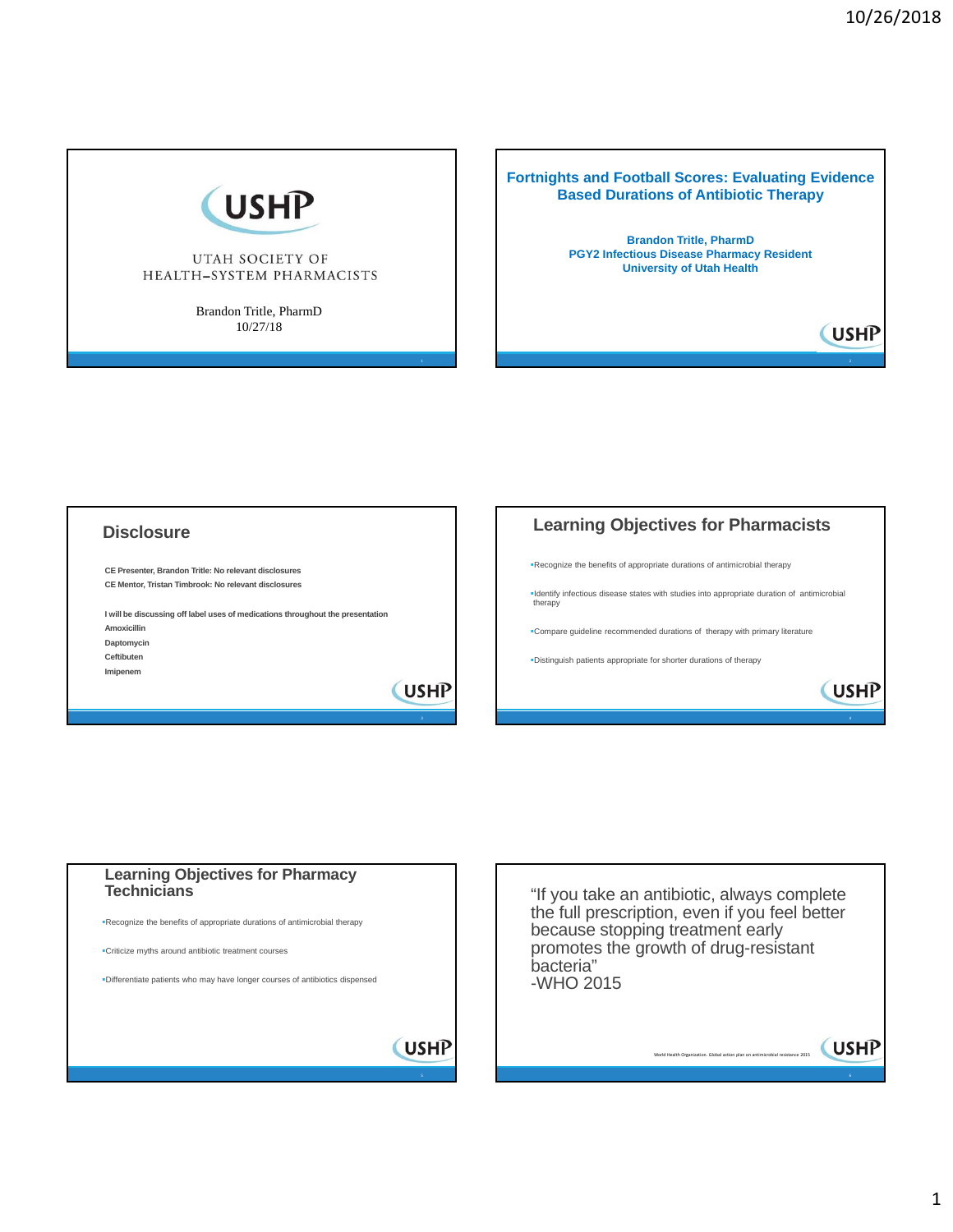## USHP

UTAH SOCIETY OF HEALTH–SYSTEM PHARMACISTS

Brandon Tritle, PharmD
10/27/18

## Fortnights and Football Scores: Evaluating Evidence Based Durations of Antibiotic Therapy

**Brandon Tritle, PharmD**
**PGY2 Infectious Disease Pharmacy Resident**
**University of Utah Health**

## Disclosure

**CE Presenter, Brandon Tritle: No relevant disclosures**
**CE Mentor, Tristan Timbrook: No relevant disclosures**

**I will be discussing off label uses of medications throughout the presentation**
**Amoxicillin**
**Daptomycin**
**Ceftibuten**
**Imipenem**

## Learning Objectives for Pharmacists

- Recognize the benefits of appropriate durations of antimicrobial therapy
- Identify infectious disease states with studies into appropriate duration of antimicrobial therapy
- Compare guideline recommended durations of therapy with primary literature
- Distinguish patients appropriate for shorter durations of therapy

## Learning Objectives for Pharmacy Technicians

- Recognize the benefits of appropriate durations of antimicrobial therapy
- Criticize myths around antibiotic treatment courses
- Differentiate patients who may have longer courses of antibiotics dispensed

"If you take an antibiotic, always complete the full prescription, even if you feel better because stopping treatment early promotes the growth of drug-resistant bacteria"
-WHO 2015

World Health Organization. Global action plan on antimicrobial resistance 2015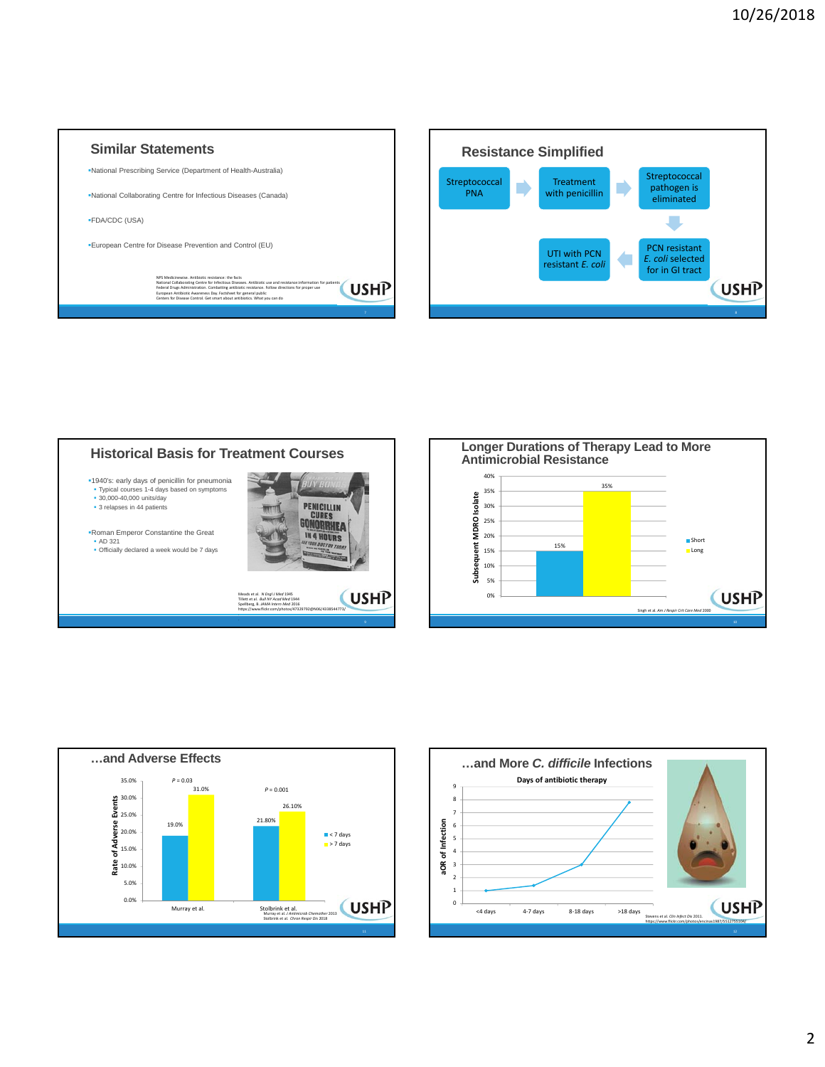## Similar Statements

- National Prescribing Service (Department of Health-Australia)
- National Collaborating Centre for Infectious Diseases (Canada)
- FDA/CDC (USA)
- European Centre for Disease Prevention and Control (EU)

NPS Medicinewise. Antibiotic resistance: the facts
National Collaborating Centre for Infectious Diseases. Antibiotic use and resistance information for patients
Federal Drugs Administration. Combatting antibiotic resistance. Follow directions for proper use
European Antibiotic Awareness Day. Factsheet for general public
Centers for Disease Control. Get smart about antibiotics. What you can do

## Resistance Simplified

Streptococcal PNA → Treatment with penicillin → Streptococcal pathogen is eliminated → PCN resistant *E. coli* selected for in GI tract → UTI with PCN resistant *E. coli*

## Historical Basis for Treatment Courses

- 1940's: early days of penicillin for pneumonia
  - Typical courses 1-4 days based on symptoms
  - 30,000-40,000 units/day
  - 3 relapses in 44 patients
- Roman Emperor Constantine the Great
  - AD 321
  - Officially declared a week would be 7 days

Meads et al. *N Engl J Med* 1945
Tillett et al. *Bull NY Acad Med* 1944
Spellberg, B. *JAMA Intern Med* 2016
https://www.flickr.com/photos/47329792@N06/4338544773/

## Longer Durations of Therapy Lead to More Antimicrobial Resistance

| | Subsequent MDRO Isolate |
|---|---|
| Short | 15% |
| Long | 35% |

Singh et al. *Am J Respir Crit Care Med* 2000

## …and Adverse Effects

Rate of Adverse Events

| | < 7 days | > 7 days | P |
|---|---|---|---|
| Murray et al. | 19.0% | 31.0% | P = 0.03 |
| Stolbrink et al. | 21.80% | 26.10% | P = 0.001 |

Murray et al. *J Antimicrob Chemother* 2013
Stolbrink et al. *Chron Respir Dis* 2018

## …and More *C. difficile* Infections

Days of antibiotic therapy

| Days of antibiotic therapy | aOR of Infection |
|---|---|
| <4 days | 1 |
| 4-7 days | 1.4 |
| 8-18 days | 3 |
| >18 days | 7.8 |

Stevens et al. *Clin Infect Dis* 2011.
https://www.flickr.com/photos/ericnos1987/5512755104/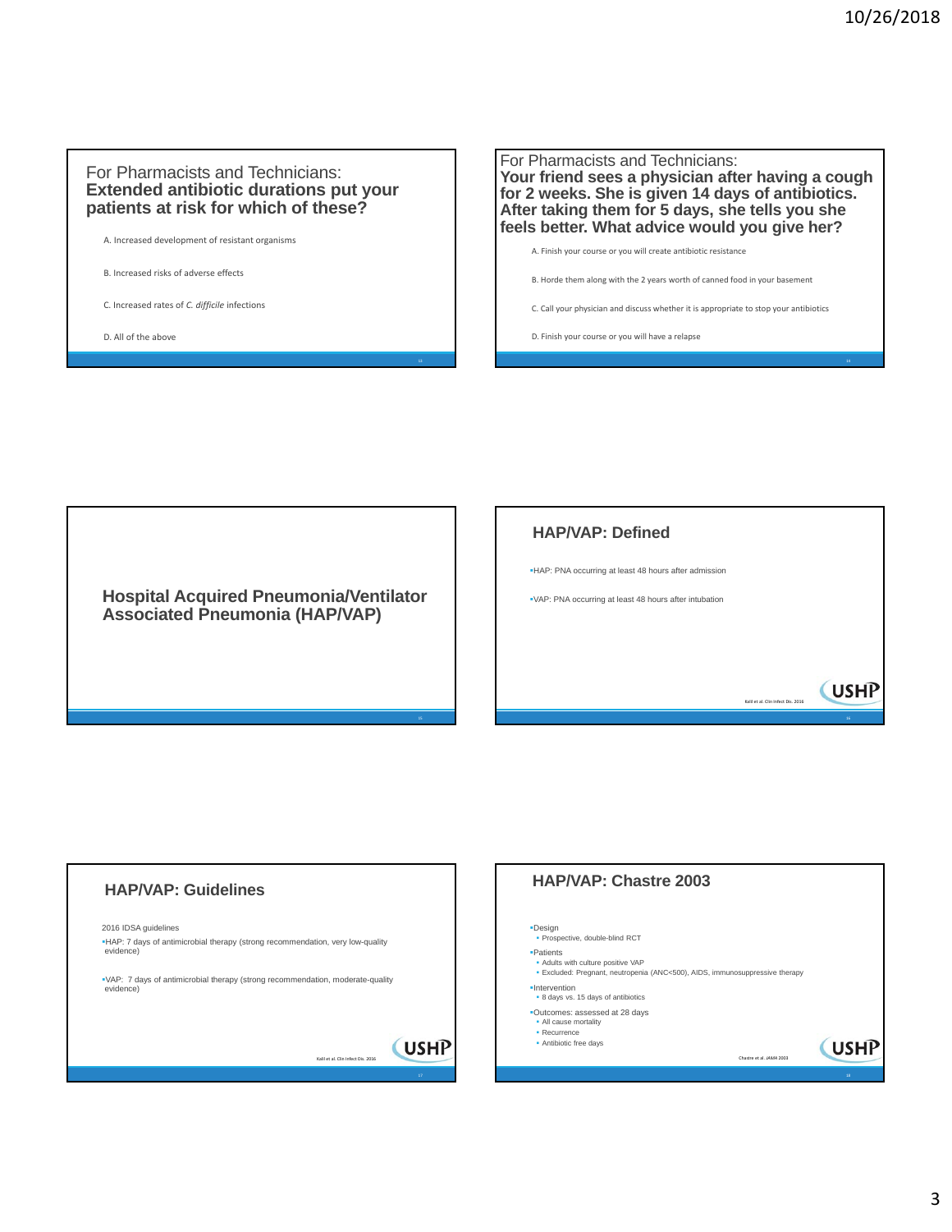## For Pharmacists and Technicians: **Extended antibiotic durations put your patients at risk for which of these?**

A. Increased development of resistant organisms

B. Increased risks of adverse effects

C. Increased rates of *C. difficile* infections

D. All of the above

## For Pharmacists and Technicians: **Your friend sees a physician after having a cough for 2 weeks. She is given 14 days of antibiotics. After taking them for 5 days, she tells you she feels better. What advice would you give her?**

A. Finish your course or you will create antibiotic resistance

B. Horde them along with the 2 years worth of canned food in your basement

C. Call your physician and discuss whether it is appropriate to stop your antibiotics

D. Finish your course or you will have a relapse

## Hospital Acquired Pneumonia/Ventilator Associated Pneumonia (HAP/VAP)

## HAP/VAP: Defined

- HAP: PNA occurring at least 48 hours after admission
- VAP: PNA occurring at least 48 hours after intubation

Kalil et al. Clin Infect Dis. 2016

## HAP/VAP: Guidelines

2016 IDSA guidelines

- HAP: 7 days of antimicrobial therapy (strong recommendation, very low-quality evidence)
- VAP: 7 days of antimicrobial therapy (strong recommendation, moderate-quality evidence)

Kalil et al. Clin Infect Dis. 2016

## HAP/VAP: Chastre 2003

- Design
  - Prospective, double-blind RCT
- Patients
  - Adults with culture positive VAP
  - Excluded: Pregnant, neutropenia (ANC<500), AIDS, immunosuppressive therapy
- Intervention
  - 8 days vs. 15 days of antibiotics
- Outcomes: assessed at 28 days
  - All cause mortality
  - Recurrence
  - Antibiotic free days

Chastre et al. *JAMA* 2003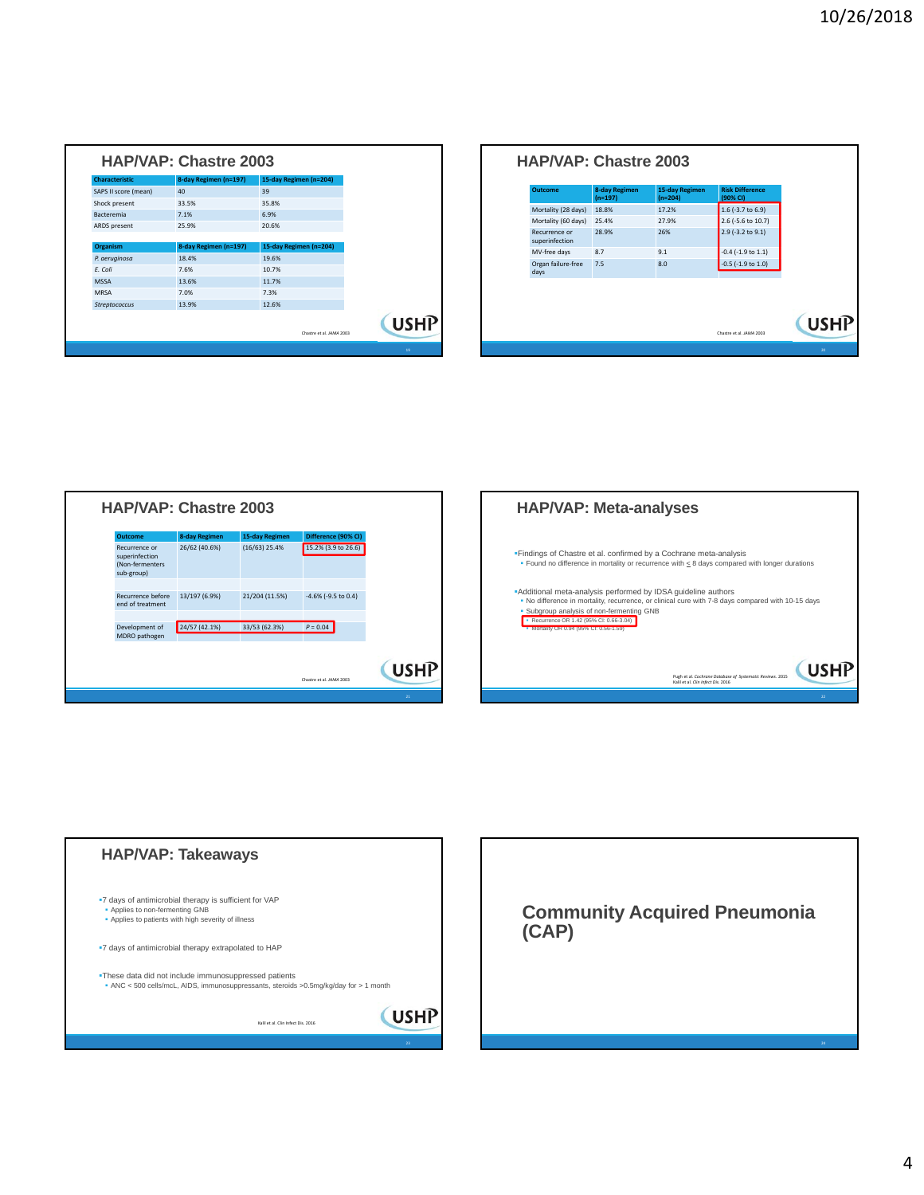## HAP/VAP: Chastre 2003

| Characteristic | 8-day Regimen (n=197) | 15-day Regimen (n=204) |
|---|---|---|
| SAPS II score (mean) | 40 | 39 |
| Shock present | 33.5% | 35.8% |
| Bacteremia | 7.1% | 6.9% |
| ARDS present | 25.9% | 20.6% |

| Organism | 8-day Regimen (n=197) | 15-day Regimen (n=204) |
|---|---|---|
| *P. aeruginosa* | 18.4% | 19.6% |
| *E. Coli* | 7.6% | 10.7% |
| MSSA | 13.6% | 11.7% |
| MRSA | 7.0% | 7.3% |
| *Streptococcus* | 13.9% | 12.6% |

Chastre et al. *JAMA* 2003

## HAP/VAP: Chastre 2003

| Outcome | 8-day Regimen (n=197) | 15-day Regimen (n=204) | Risk Difference (90% CI) |
|---|---|---|---|
| Mortality (28 days) | 18.8% | 17.2% | 1.6 (-3.7 to 6.9) |
| Mortality (60 days) | 25.4% | 27.9% | 2.6 (-5.6 to 10.7) |
| Recurrence or superinfection | 28.9% | 26% | 2.9 (-3.2 to 9.1) |
| MV-free days | 8.7 | 9.1 | -0.4 (-1.9 to 1.1) |
| Organ failure-free days | 7.5 | 8.0 | -0.5 (-1.9 to 1.0) |

Chastre et al. *JAMA* 2003

## HAP/VAP: Chastre 2003

| Outcome | 8-day Regimen | 15-day Regimen | Difference (90% CI) |
|---|---|---|---|
| Recurrence or superinfection (Non-fermenters sub-group) | 26/62 (40.6%) | (16/63) 25.4% | 15.2% (3.9 to 26.6) |
| Recurrence before end of treatment | 13/197 (6.9%) | 21/204 (11.5%) | -4.6% (-9.5 to 0.4) |
| Development of MDRO pathogen | 24/57 (42.1%) | 33/53 (62.3%) | *P* = 0.04 |

Chastre et al. *JAMA* 2003

## HAP/VAP: Meta-analyses

- Findings of Chastre et al. confirmed by a Cochrane meta-analysis
  - Found no difference in mortality or recurrence with < 8 days compared with longer durations
- Additional meta-analysis performed by IDSA guideline authors
  - No difference in mortality, recurrence, or clinical cure with 7-8 days compared with 10-15 days
  - Subgroup analysis of non-fermenting GNB
    - Recurrence OR 1.42 (95% CI: 0.66-3.04)
    - Mortality OR 0.94 (95% CI: 0.56-1.59)

Pugh et al. *Cochrane Database of Systematic Reviews*. 2015
Kalil et al. *Clin Infect Dis*. 2016

## HAP/VAP: Takeaways

- 7 days of antimicrobial therapy is sufficient for VAP
  - Applies to non-fermenting GNB
  - Applies to patients with high severity of illness
- 7 days of antimicrobial therapy extrapolated to HAP
- These data did not include immunosuppressed patients
  - ANC < 500 cells/mcL, AIDS, immunosuppressants, steroids >0.5mg/kg/day for > 1 month

Kalil et al. Clin Infect Dis. 2016

## Community Acquired Pneumonia (CAP)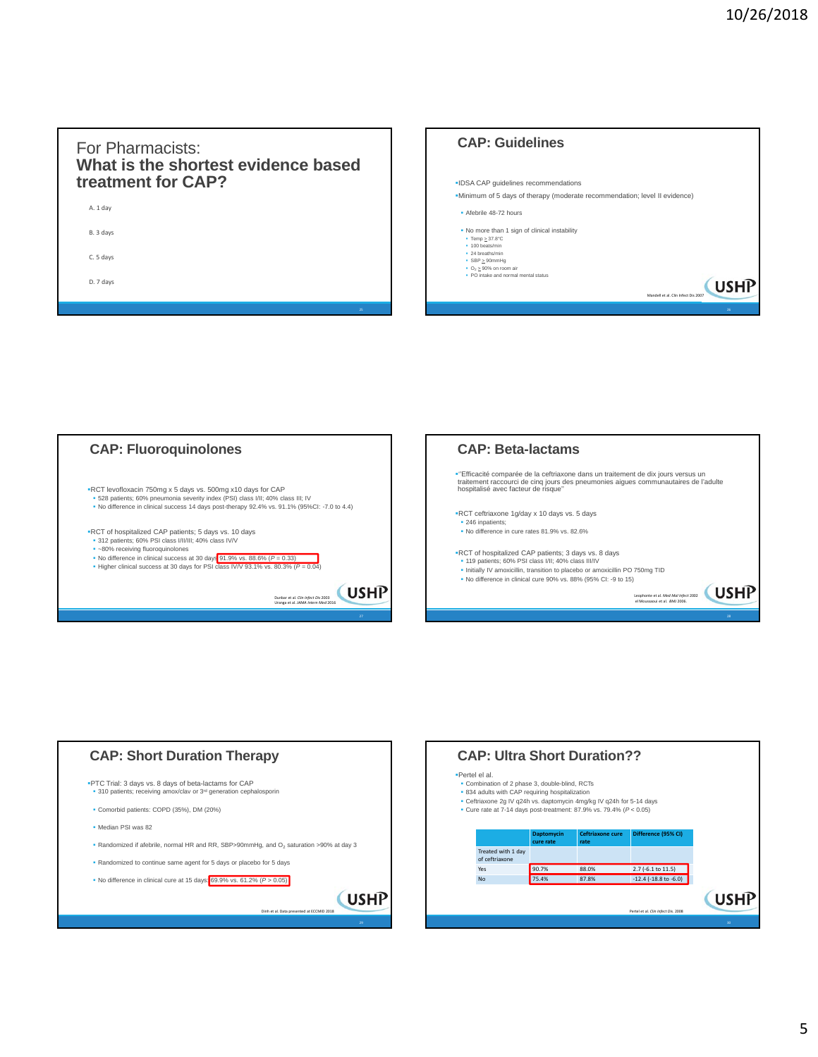## For Pharmacists:
## What is the shortest evidence based treatment for CAP?

A. 1 day

B. 3 days

C. 5 days

D. 7 days

## CAP: Guidelines

- IDSA CAP guidelines recommendations
- Minimum of 5 days of therapy (moderate recommendation; level II evidence)
  - Afebrile 48-72 hours
  - No more than 1 sign of clinical instability
    - Temp ≥ 37.8°C
    - 100 beats/min
    - 24 breaths/min
    - SBP ≥ 90mmHg
    - $O_2$ ≥ 90% on room air
    - PO intake and normal mental status

Mandell et al. Clin Infect Dis 2007

## CAP: Fluoroquinolones

- RCT levofloxacin 750mg x 5 days vs. 500mg x10 days for CAP
  - 528 patients; 60% pneumonia severity index (PSI) class I/II; 40% class III; IV
  - No difference in clinical success 14 days post-therapy 92.4% vs. 91.1% (95%CI: -7.0 to 4.4)
- RCT of hospitalized CAP patients; 5 days vs. 10 days
  - 312 patients; 60% PSI class I/II/III; 40% class IV/V
  - ~80% receiving fluoroquinolones
  - No difference in clinical success at 30 days 91.9% vs. 88.6% (*P* = 0.33)
  - Higher clinical success at 30 days for PSI class IV/V 93.1% vs. 80.3% (*P* = 0.04)

Dunbar et al. *Clin Infect Dis* 2003
Uranga et al. *JAMA Intern Med* 2016

## CAP: Beta-lactams

- "Efficacité comparée de la ceftriaxone dans un traitement de dix jours versus un traitement raccourci de cinq jours des pneumonies aigues communautaires de l'adulte hospitalisé avec facteur de risque"
- RCT ceftriaxone 1g/day x 10 days vs. 5 days
  - 246 inpatients;
  - No difference in cure rates 81.9% vs. 82.6%
- RCT of hospitalized CAP patients; 3 days vs. 8 days
  - 119 patients; 60% PSI class I/II; 40% class III/IV
  - Initially IV amoxicillin, transition to placebo or amoxicillin PO 750mg TID
  - No difference in clinical cure 90% vs. 88% (95% CI: -9 to 15)

Leophonte et al. *Med Mal Infect* 2002
el Moussaoui et al. *BMJ* 2006.

## CAP: Short Duration Therapy

- PTC Trial: 3 days vs. 8 days of beta-lactams for CAP
  - 310 patients; receiving amox/clav or 3[rd] generation cephalosporin
  - Comorbid patients: COPD (35%), DM (20%)
  - Median PSI was 82
  - Randomized if afebrile, normal HR and RR, SBP>90mmHg, and $O_2$ saturation >90% at day 3
  - Randomized to continue same agent for 5 days or placebo for 5 days
  - No difference in clinical cure at 15 days 69.9% vs. 61.2% (P > 0.05)

Dinh et al. Data presented at ECCMID 2018

## CAP: Ultra Short Duration??

- Pertel el al.
  - Combination of 2 phase 3, double-blind, RCTs
  - 834 adults with CAP requiring hospitalization
  - Ceftriaxone 2g IV q24h vs. daptomycin 4mg/kg IV q24h for 5-14 days
  - Cure rate at 7-14 days post-treatment: 87.9% vs. 79.4% (*P* < 0.05)

| | Daptomycin cure rate | Ceftriaxone cure rate | Difference (95% CI) |
|---|---|---|---|
| Treated with 1 day of ceftriaxone | | | |
| Yes | 90.7% | 88.0% | 2.7 (-6.1 to 11.5) |
| No | 75.4% | 87.8% | -12.4 (-18.8 to -6.0) |

Pertel et al. *Clin Infect Dis.* 2008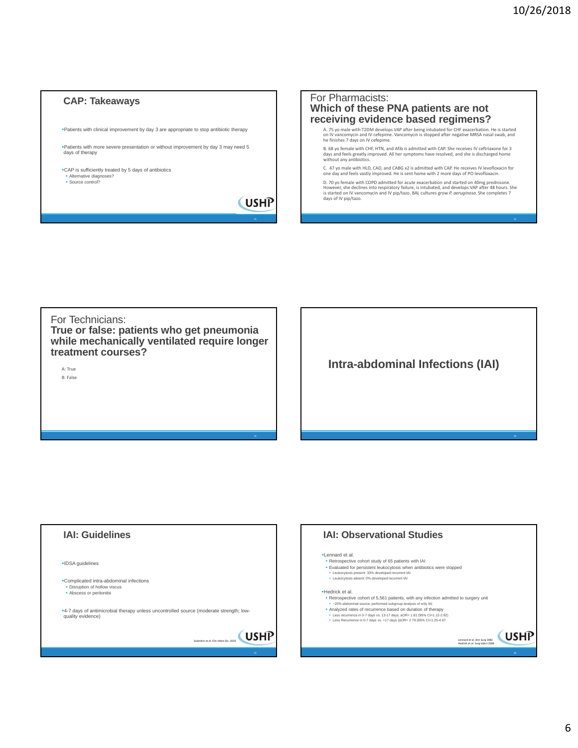## CAP: Takeaways

- Patients with clinical improvement by day 3 are appropriate to stop antibiotic therapy
- Patients with more severe presentation or without improvement by day 3 may need 5 days of therapy
- CAP is sufficiently treated by 5 days of antibiotics
  - Alternative diagnoses?
  - Source control?

## For Pharmacists: Which of these PNA patients are not receiving evidence based regimens?

A. 75 yo male with T2DM develops VAP after being intubated for CHF exacerbation. He is started on IV vancomycin and IV cefepime. Vancomycin is stopped after negative MRSA nasal swab, and he finishes 7 days on IV cefepime.

B. 68 yo female with CHF, HTN, and Afib is admitted with CAP. She receives IV ceftriaxone for 3 days and feels greatly improved. All her symptoms have resolved, and she is discharged home without any antibiotics.

C. 47 yo male with HLD, CAD, and CABG x2 is admitted with CAP. He receives IV levofloxacin for one day and feels vastly improved. He is sent home with 2 more days of PO levofloxacin.

D. 70 yo female with COPD admitted for acute exacerbation and started on 40mg prednisone. However, she declines into respiratory failure, is intubated, and develops VAP after 48 hours. She is started on IV vancomycin and IV pip/tazo. BAL cultures grow *P. aeruginosa*. She completes 7 days of IV pip/tazo.

## For Technicians: True or false: patients who get pneumonia while mechanically ventilated require longer treatment courses?

A: True

B: False

# Intra-abdominal Infections (IAI)

## IAI: Guidelines

- IDSA guidelines
- Complicated intra-abdominal infections
  - Disruption of hollow viscus
  - Abscess or peritonitis
- 4-7 days of antimicrobial therapy unless uncontrolled source (moderate strength; low-quality evidence)

Solomkin et al. Clin Infect Dis. 2010

## IAI: Observational Studies

- Lennard et al.
  - Retrospective cohort study of 65 patients with IAI
  - Evaluated for persistent leukocytosis when antibiotics were stopped
    - Leukocytosis present: 33% developed recurrent IAI
    - Leukocytosis absent: 0% developed recurrent IAI
- Hedrick et al.
  - Retrospective cohort of 5,561 patients, with any infection admitted to surgery unit
    - ~20% abdominal source; performed subgroup analysis of only IAI
  - Analyzed rates of recurrence based on duration of therapy
    - Less recurrence in 0-7 days vs. 13-17 days; aOR= 1.81 (95% CI=1.12-2.92)
    - Less Recurrence in 0-7 days vs. >17 days (aOR= 2.79 (95% CI=1.25-4.67

Lennard et al. *Ann Surg* 1982
Hedrick et al. *Surg Infect* 2006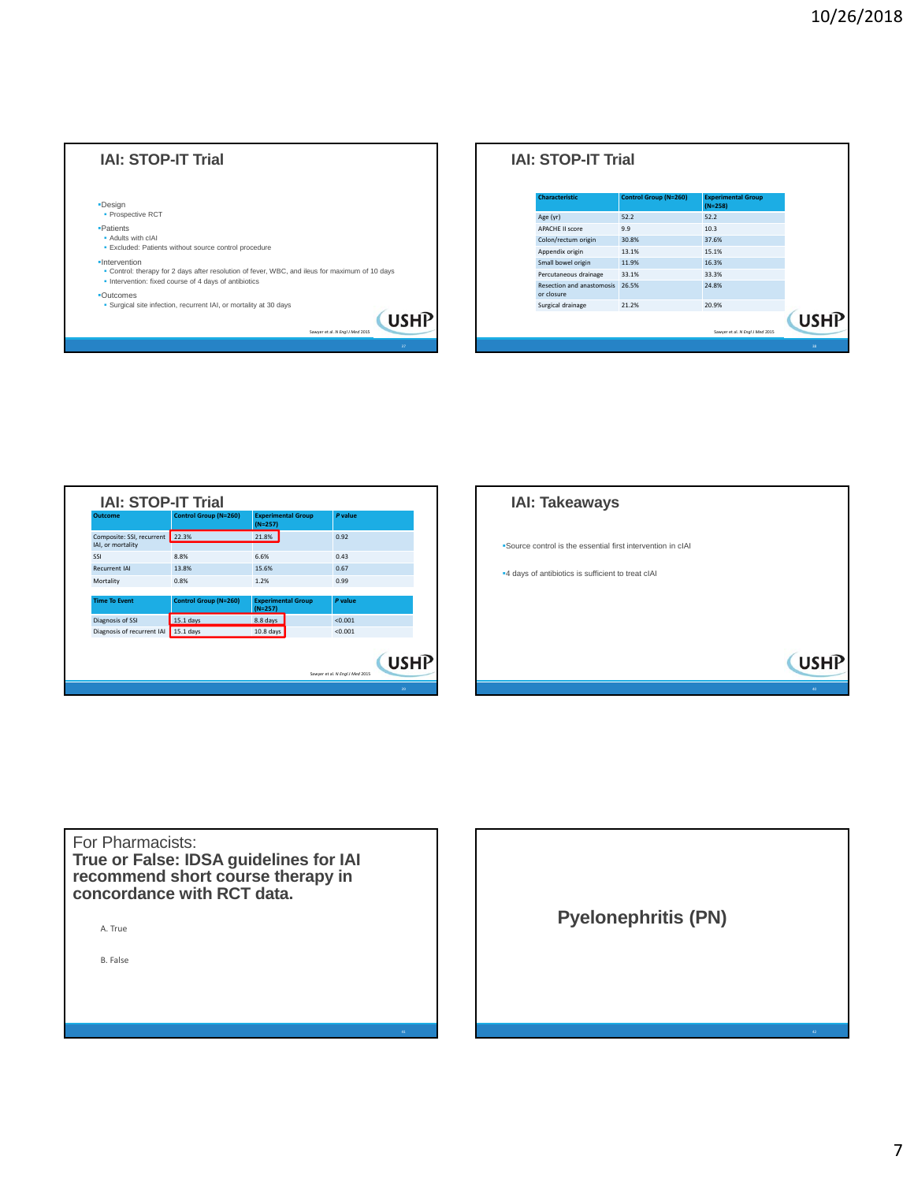## IAI: STOP-IT Trial

- Design
  - Prospective RCT
- Patients
  - Adults with cIAI
  - Excluded: Patients without source control procedure
- Intervention
  - Control: therapy for 2 days after resolution of fever, WBC, and ileus for maximum of 10 days
  - Intervention: fixed course of 4 days of antibiotics
- Outcomes
  - Surgical site infection, recurrent IAI, or mortality at 30 days

Sawyer et al. *N Engl J Med* 2015

## IAI: STOP-IT Trial

| Characteristic | Control Group (N=260) | Experimental Group (N=258) |
|---|---|---|
| Age (yr) | 52.2 | 52.2 |
| APACHE II score | 9.9 | 10.3 |
| Colon/rectum origin | 30.8% | 37.6% |
| Appendix origin | 13.1% | 15.1% |
| Small bowel origin | 11.9% | 16.3% |
| Percutaneous drainage | 33.1% | 33.3% |
| Resection and anastomosis or closure | 26.5% | 24.8% |
| Surgical drainage | 21.2% | 20.9% |

Sawyer et al. *N Engl J Med* 2015

## IAI: STOP-IT Trial

| Outcome | Control Group (N=260) | Experimental Group (N=257) | *P* value |
|---|---|---|---|
| Composite: SSI, recurrent IAI, or mortality | 22.3% | 21.8% | 0.92 |
| SSI | 8.8% | 6.6% | 0.43 |
| Recurrent IAI | 13.8% | 15.6% | 0.67 |
| Mortality | 0.8% | 1.2% | 0.99 |

| Time To Event | Control Group (N=260) | Experimental Group (N=257) | *P* value |
|---|---|---|---|
| Diagnosis of SSI | 15.1 days | 8.8 days | <0.001 |
| Diagnosis of recurrent IAI | 15.1 days | 10.8 days | <0.001 |

Sawyer et al. *N Engl J Med* 2015

## IAI: Takeaways

- Source control is the essential first intervention in cIAI
- 4 days of antibiotics is sufficient to treat cIAI

For Pharmacists:

**True or False: IDSA guidelines for IAI recommend short course therapy in concordance with RCT data.**

A. True

B. False

## Pyelonephritis (PN)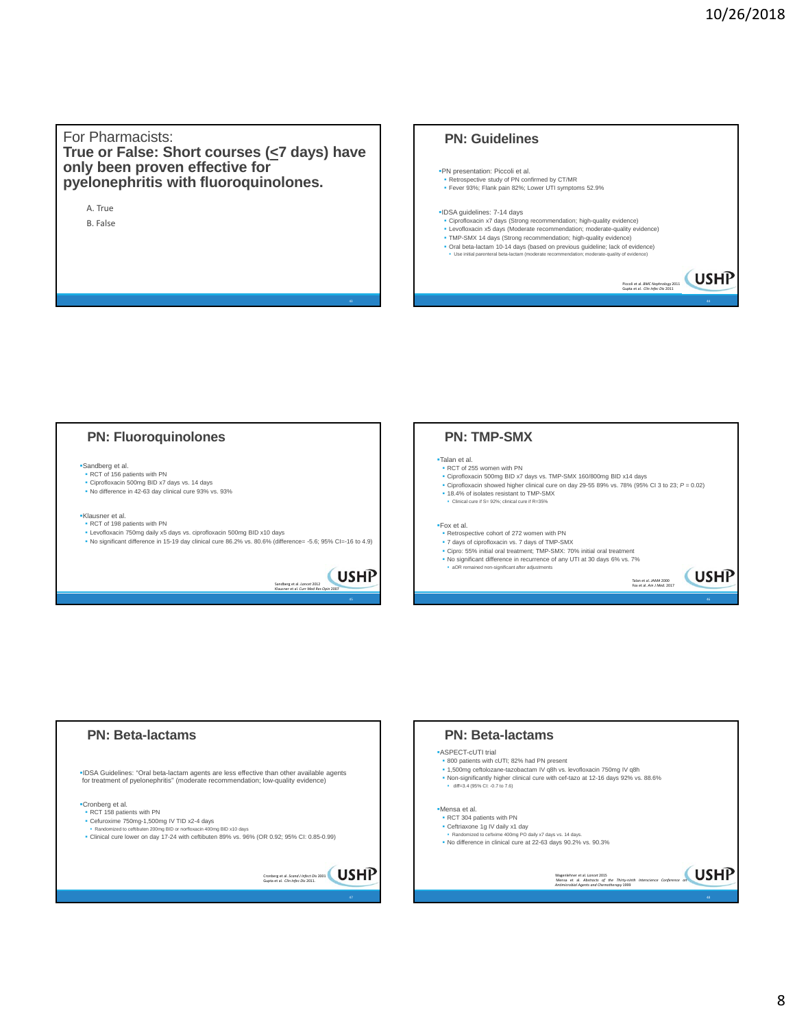## For Pharmacists:

**True or False: Short courses (≤7 days) have only been proven effective for pyelonephritis with fluoroquinolones.**

A. True

B. False

## PN: Guidelines

- PN presentation: Piccoli et al.
  - Retrospective study of PN confirmed by CT/MR
  - Fever 93%; Flank pain 82%; Lower UTI symptoms 52.9%
- IDSA guidelines: 7-14 days
  - Ciprofloxacin x7 days (Strong recommendation; high-quality evidence)
  - Levofloxacin x5 days (Moderate recommendation; moderate-quality evidence)
  - TMP-SMX 14 days (Strong recommendation; high-quality evidence)
  - Oral beta-lactam 10-14 days (based on previous guideline; lack of evidence)
    - Use initial parenteral beta-lactam (moderate recommendation; moderate-quality of evidence)

Piccoli et al. *BMC Nephrology* 2011
Gupta et al. *Clin Infec Dis* 2011

## PN: Fluoroquinolones

- Sandberg et al.
  - RCT of 156 patients with PN
  - Ciprofloxacin 500mg BID x7 days vs. 14 days
  - No difference in 42-63 day clinical cure 93% vs. 93%
- Klausner et al.
  - RCT of 198 patients with PN
  - Levofloxacin 750mg daily x5 days vs. ciprofloxacin 500mg BID x10 days
  - No significant difference in 15-19 day clinical cure 86.2% vs. 80.6% (difference= -5.6; 95% CI=-16 to 4.9)

Sandberg et al. *Lancet* 2012
Klausner et al. *Curr Med Res Opin* 2007

## PN: TMP-SMX

- Talan et al.
  - RCT of 255 women with PN
  - Ciprofloxacin 500mg BID x7 days vs. TMP-SMX 160/800mg BID x14 days
  - Ciprofloxacin showed higher clinical cure on day 29-55 89% vs. 78% (95% CI 3 to 23; *P* = 0.02)
  - 18.4% of isolates resistant to TMP-SMX
    - Clinical cure if S= 92%; clinical cure if R=35%
- Fox et al.
  - Retrospective cohort of 272 women with PN
  - 7 days of ciprofloxacin vs. 7 days of TMP-SMX
  - Cipro: 55% initial oral treatment; TMP-SMX: 70% initial oral treatment
  - No significant difference in recurrence of any UTI at 30 days 6% vs. 7%
    - aOR remained non-significant after adjustments

Talan et al. *JAMA* 2000
Fox et al. *Am J Med.* 2017

## PN: Beta-lactams

- IDSA Guidelines: "Oral beta-lactam agents are less effective than other available agents for treatment of pyelonephritis" (moderate recommendation; low-quality evidence)
- Cronberg et al.
  - RCT 158 patients with PN
  - Cefuroxime 750mg-1,500mg IV TID x2-4 days
    - Randomized to ceftibuten 200mg BID or norfloxacin 400mg BID x10 days
  - Clinical cure lower on day 17-24 with ceftibuten 89% vs. 96% (OR 0.92; 95% CI: 0.85-0.99)

Cronberg et al. *Scand J Infect Dis* 2001
Gupta et al. *Clin Infec Dis* 2011.

## PN: Beta-lactams

- ASPECT-cUTI trial
  - 800 patients with cUTI; 82% had PN present
  - 1,500mg ceftolozane-tazobactam IV q8h vs. levofloxacin 750mg IV q8h
  - Non-significantly higher clinical cure with cef-tazo at 12-16 days 92% vs. 88.6%
    - diff=3.4 (95% CI: -0.7 to 7.6)
- Mensa et al.
  - RCT 304 patients with PN
  - Ceftriaxone 1g IV daily x1 day
    - Randomized to cefixime 400mg PO daily x7 days vs. 14 days.
  - No difference in clinical cure at 22-63 days 90.2% vs. 90.3%

Wagenlehner et al. *Lancet* 2015
Mensa et al. *Abstracts of the Thirty-ninth Interscience Conference on Antimicrobial Agents and Chemotherapy* 1999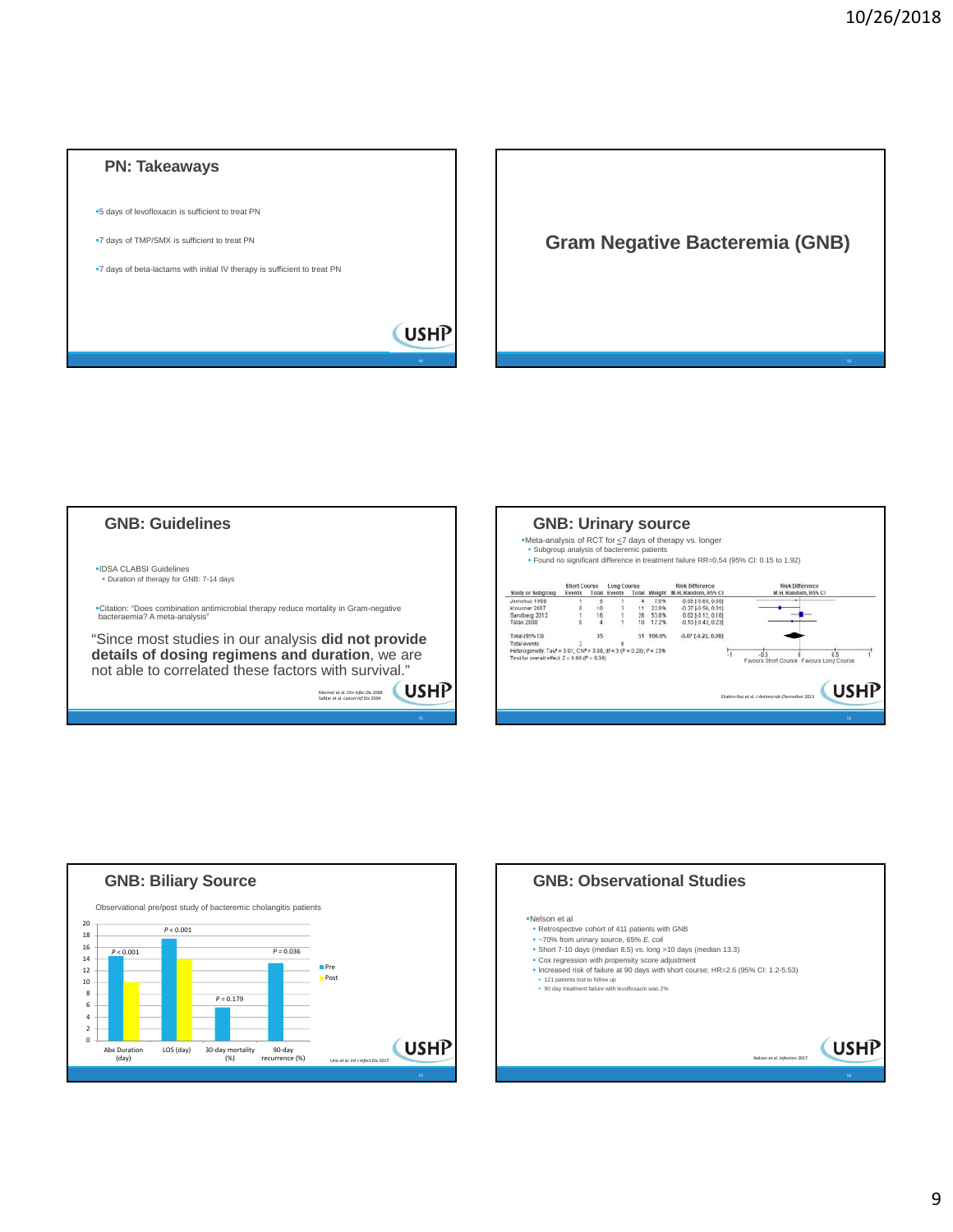## PN: Takeaways

- 5 days of levofloxacin is sufficient to treat PN
- 7 days of TMP/SMX is sufficient to treat PN
- 7 days of beta-lactams with initial IV therapy is sufficient to treat PN

## Gram Negative Bacteremia (GNB)

## GNB: Guidelines

- IDSA CLABSI Guidelines
  - Duration of therapy for GNB: 7-14 days
- Citation: "Does combination antimicrobial therapy reduce mortality in Gram-negative bacteraemia? A meta-analysis"

"Since most studies in our analysis **did not provide details of dosing regimens and duration**, we are not able to correlated these factors with survival."

Mermel et al. *Clin Infec Dis* 2009
Safdar et al. *Lancet Inf Dis* 2004

## GNB: Urinary source

- Meta-analysis of RCT for ≤7 days of therapy vs. longer
  - Subgroup analysis of bacteremic patients
  - Found no significant difference in treatment failure RR=0.54 (95% CI: 0.15 to 1.92)

| Study or Subgroup | Short Course Events | Short Course Total | Long Course Events | Long Course Total | Weight | Risk Difference M-H, Random, 95% CI |
|---|---|---|---|---|---|---|
| Jernelius 1988 | 1 | 5 | 1 | 4 | 7.0% | -0.05 [-0.60, 0.50] |
| Klausner 2007 | 0 | 10 | 3 | 11 | 22.0% | -0.27 [-0.56, 0.01] |
| Sandberg 2012 | 1 | 16 | 1 | 26 | 53.8% | 0.02 [-0.12, 0.16] |
| Talan 2000 | 0 | 4 | 1 | 10 | 17.2% | -0.10 [-0.43, 0.23] |
| Total (95% CI) | | 35 | | 51 | 100.0% | -0.07 [-0.22, 0.08] |
| Total events | 2 | | 6 | | | |

Heterogeneity: Tau² = 0.01; Chi² = 3.88, df = 3 (P = 0.28); I² = 23%
Test for overall effect: Z = 0.88 (P = 0.38)

Favours Short Course / Favours Long Course

Eliakim-Raz et al. *J Antimicrob Chemother* 2013

## GNB: Biliary Source

Observational pre/post study of bacteremic cholangitis patients

| | Pre | Post | P |
|---|---|---|---|
| Abx Duration (day) | ~14.5 | ~10 | P < 0.001 |
| LOS (day) | ~17.5 | ~14 | P < 0.001 |
| 30-day mortality (%) | ~5.5 | | P = 0.179 |
| 90-day recurrence (%) | ~13.3 | | P = 0.036 |

Uno et al. *Int J Infect Dis* 2017

## GNB: Observational Studies

- Nelson et al
  - Retrospective cohort of 411 patients with GNB
  - ~70% from urinary source, 65% *E. coli*
  - Short 7-10 days (median 8.5) vs. long >10 days (median 13.3)
  - Cox regression with propensity score adjustment
  - Increased risk of failure at 90 days with short course; HR=2.6 (95% CI: 1.2-5.53)
    - 121 patients lost to follow up
    - 90 day treatment failure with levofloxacin was 2%

Nelson et al. *Infection* 2017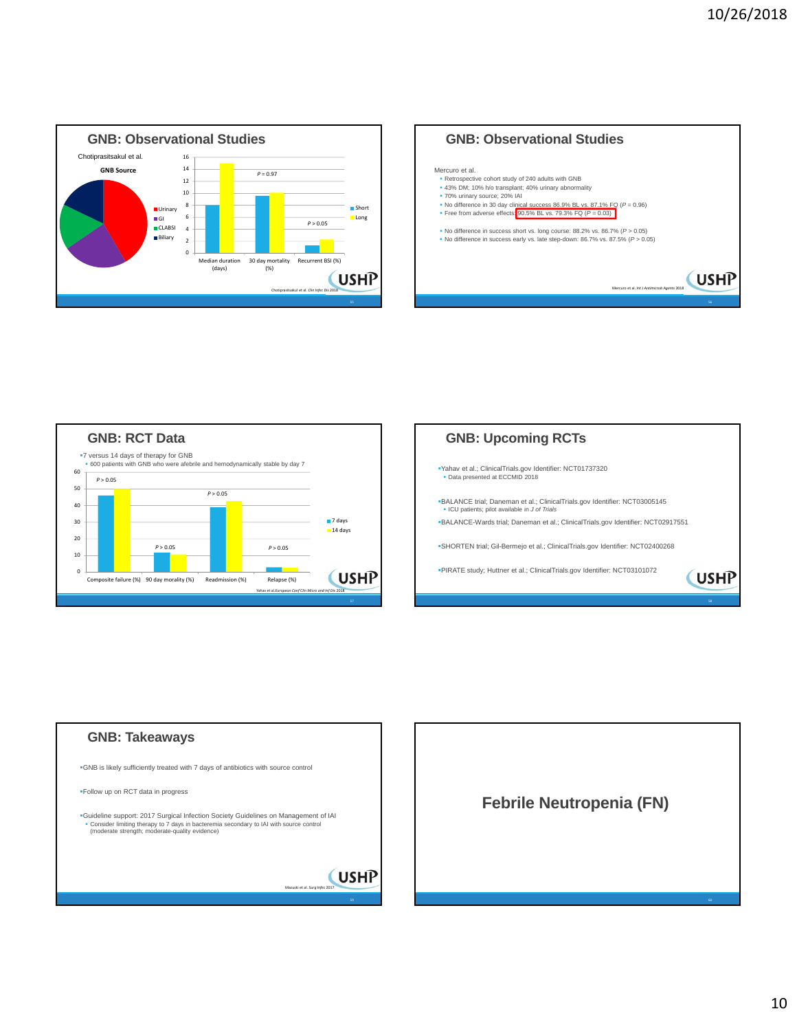## GNB: Observational Studies

Chotiprasitsakul et al.

**GNB Source**

- Urinary
- GI
- CLABSI
- Biliary

| | Short | Long |
|---|---|---|
| Median duration (days) | 8 | 15 |
| 30 day mortality (%) | 9.6 | 10.2 |
| Recurrent BSI (%) | 1.3 | 2.3 |

$P = 0.97$

$P > 0.05$

Chotiprasitsakul et al. *Clin Infec Dis* 2018

## GNB: Observational Studies

Mercuro et al.

- Retrospective cohort study of 240 adults with GNB
- 43% DM; 10% h/o transplant; 40% urinary abnormality
- 70% urinary source; 20% IAI
- No difference in 30 day clinical success 86.9% BL vs. 87.1% FQ ($P = 0.96$)
- Free from adverse effects: 90.5% BL vs. 79.3% FQ ($P = 0.03$)
- No difference in success short vs. long course: 88.2% vs. 86.7% ($P > 0.05$)
- No difference in success early vs. late step-down: 86.7% vs. 87.5% ($P > 0.05$)

Mercuro et al. *Int J Antimicrob Agents* 2018

## GNB: RCT Data

- 7 versus 14 days of therapy for GNB
  - 600 patients with GNB who were afebrile and hemodynamically stable by day 7

| | 7 days | 14 days |
|---|---|---|
| Composite failure (%) | 46 | 50 |
| 90 day morality (%) | 12 | 11 |
| Readmission (%) | 39 | 42 |
| Relapse (%) | 3 | 3 |

$P > 0.05$ (all comparisons)

Yahav et al. *European Conf Clin Micro and Inf Dis* 2018

## GNB: Upcoming RCTs

- Yahav et al.; ClinicalTrials.gov Identifier: NCT01737320
  - Data presented at ECCMID 2018
- BALANCE trial; Daneman et al.; ClinicalTrials.gov Identifier: NCT03005145
  - ICU patients; pilot available in *J of Trials*
- BALANCE-Wards trial; Daneman et al.; ClinicalTrials.gov Identifier: NCT02917551
- SHORTEN trial; Gil-Bermejo et al.; ClinicalTrials.gov Identifier: NCT02400268
- PIRATE study; Huttner et al.; ClinicalTrials.gov Identifier: NCT03101072

## GNB: Takeaways

- GNB is likely sufficiently treated with 7 days of antibiotics with source control
- Follow up on RCT data in progress
- Guideline support: 2017 Surgical Infection Society Guidelines on Management of IAI
  - Consider limiting therapy to 7 days in bacteremia secondary to IAI with source control (moderate strength; moderate-quality evidence)

Mazuski et al. *Surg Infec* 2017

## Febrile Neutropenia (FN)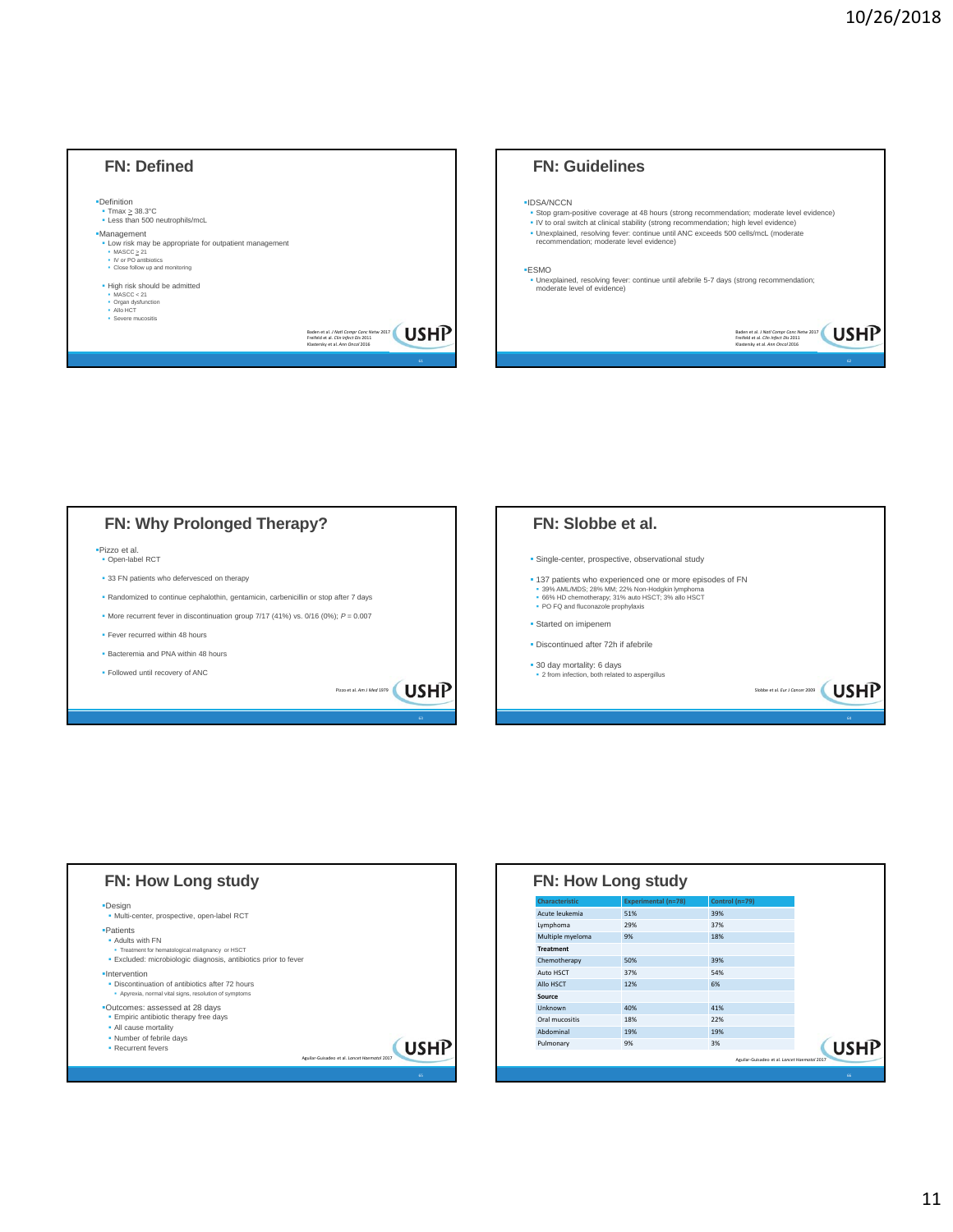## FN: Defined

- Definition
  - Tmax ≥ 38.3°C
  - Less than 500 neutrophils/mcL
- Management
  - Low risk may be appropriate for outpatient management
    - MASCC ≥ 21
    - IV or PO antibiotics
    - Close follow up and monitoring
  - High risk should be admitted
    - MASCC < 21
    - Organ dysfunction
    - Allo HCT
    - Severe mucositis

Baden et al. *J Natl Compr Canc Netw* 2017
Freifeld et al. *Clin Infect Dis* 2011
Klastersky et al. *Ann Oncol* 2016

## FN: Guidelines

- IDSA/NCCN
  - Stop gram-positive coverage at 48 hours (strong recommendation; moderate level evidence)
  - IV to oral switch at clinical stability (strong recommendation; high level evidence)
  - Unexplained, resolving fever: continue until ANC exceeds 500 cells/mcL (moderate recommendation; moderate level evidence)
- ESMO
  - Unexplained, resolving fever: continue until afebrile 5-7 days (strong recommendation; moderate level of evidence)

Baden et al. *J Natl Compr Canc Netw* 2017
Freifeld et al. *Clin Infect Dis* 2011
Klastersky et al. *Ann Oncol* 2016

## FN: Why Prolonged Therapy?

- Pizzo et al.
  - Open-label RCT
  - 33 FN patients who defervesced on therapy
  - Randomized to continue cephalothin, gentamicin, carbenicillin or stop after 7 days
  - More recurrent fever in discontinuation group 7/17 (41%) vs. 0/16 (0%); $P = 0.007$
  - Fever recurred within 48 hours
  - Bacteremia and PNA within 48 hours
  - Followed until recovery of ANC

Pizzo et al. *Am J Med* 1979

## FN: Slobbe et al.

- Single-center, prospective, observational study
- 137 patients who experienced one or more episodes of FN
  - 39% AML/MDS; 28% MM; 22% Non-Hodgkin lymphoma
  - 66% HD chemotherapy; 31% auto HSCT; 3% allo HSCT
  - PO FQ and fluconazole prophylaxis
- Started on imipenem
- Discontinued after 72h if afebrile
- 30 day mortality: 6 days
  - 2 from infection, both related to aspergillus

Slobbe et al. *Eur J Cancer* 2009

## FN: How Long study

- Design
  - Multi-center, prospective, open-label RCT
- Patients
  - Adults with FN
    - Treatment for hematological malignancy or HSCT
  - Excluded: microbiologic diagnosis, antibiotics prior to fever
- Intervention
  - Discontinuation of antibiotics after 72 hours
    - Apyrexia, normal vital signs, resolution of symptoms
- Outcomes: assessed at 28 days
  - Empiric antibiotic therapy free days
  - All cause mortality
  - Number of febrile days
  - Recurrent fevers

Aguilar-Guisado et al. *Lancet Haematol* 2017

## FN: How Long study

| Characteristic | Experimental (n=78) | Control (n=79) |
|---|---|---|
| Acute leukemia | 51% | 39% |
| Lymphoma | 29% | 37% |
| Multiple myeloma | 9% | 18% |
| **Treatment** | | |
| Chemotherapy | 50% | 39% |
| Auto HSCT | 37% | 54% |
| Allo HSCT | 12% | 6% |
| **Source** | | |
| Unknown | 40% | 41% |
| Oral mucositis | 18% | 22% |
| Abdominal | 19% | 19% |
| Pulmonary | 9% | 3% |

Aguilar-Guisado et al. *Lancet Haematol* 2017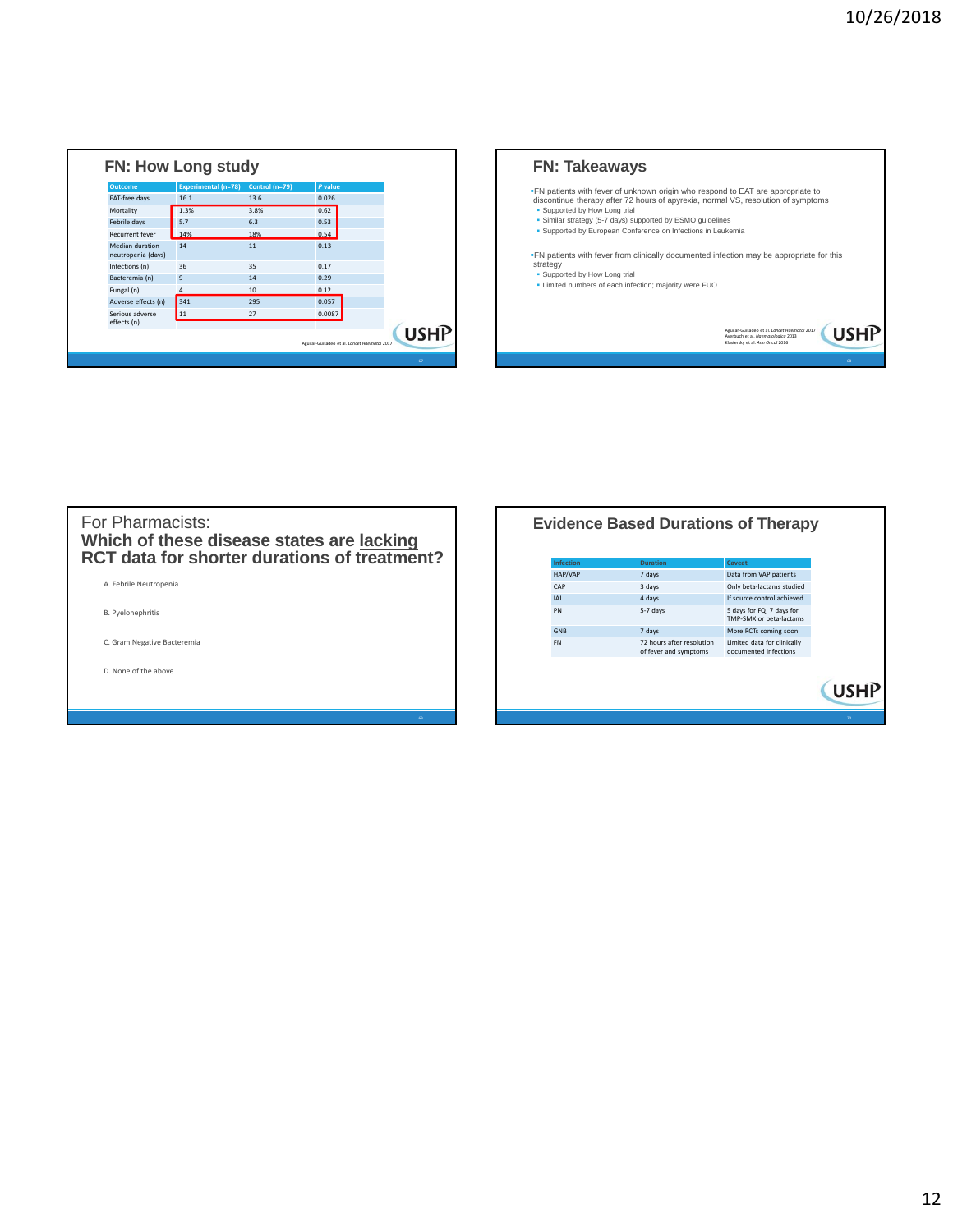## FN: How Long study

| Outcome | Experimental (n=78) | Control (n=79) | P value |
|---|---|---|---|
| EAT-free days | 16.1 | 13.6 | 0.026 |
| Mortality | 1.3% | 3.8% | 0.62 |
| Febrile days | 5.7 | 6.3 | 0.53 |
| Recurrent fever | 14% | 18% | 0.54 |
| Median duration neutropenia (days) | 14 | 11 | 0.13 |
| Infections (n) | 36 | 35 | 0.17 |
| Bacteremia (n) | 9 | 14 | 0.29 |
| Fungal (n) | 4 | 10 | 0.12 |
| Adverse effects (n) | 341 | 295 | 0.057 |
| Serious adverse effects (n) | 11 | 27 | 0.0087 |

Aguilar-Guisadeo et al. *Lancet Haematol* 2017

## FN: Takeaways

- FN patients with fever of unknown origin who respond to EAT are appropriate to discontinue therapy after 72 hours of apyrexia, normal VS, resolution of symptoms
  - Supported by How Long trial
  - Similar strategy (5-7 days) supported by ESMO guidelines
  - Supported by European Conference on Infections in Leukemia
- FN patients with fever from clinically documented infection may be appropriate for this strategy
  - Supported by How Long trial
  - Limited numbers of each infection; majority were FUO

Aguilar-Guisadeo et al. *Lancet Haematol* 2017
Averbuch et al. *Haematologica* 2013
Klastersky et al. *Ann Oncol* 2016

## For Pharmacists:

**Which of these disease states are lacking RCT data for shorter durations of treatment?**

A. Febrile Neutropenia

B. Pyelonephritis

C. Gram Negative Bacteremia

D. None of the above

## Evidence Based Durations of Therapy

| Infection | Duration | Caveat |
|---|---|---|
| HAP/VAP | 7 days | Data from VAP patients |
| CAP | 3 days | Only beta-lactams studied |
| IAI | 4 days | If source control achieved |
| PN | 5-7 days | 5 days for FQ; 7 days for TMP-SMX or beta-lactams |
| GNB | 7 days | More RCTs coming soon |
| FN | 72 hours after resolution of fever and symptoms | Limited data for clinically documented infections |